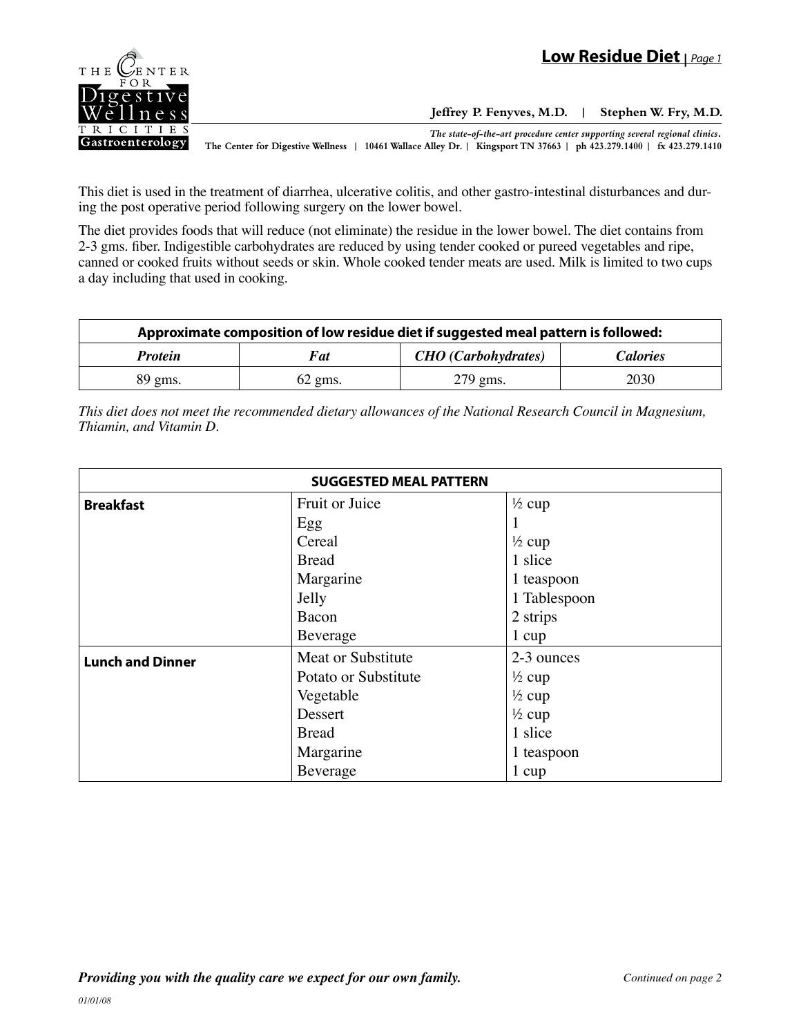# Low Residue Diet

**Jeffrey P. Fenyves, M.D. | Stephen W. Fry, M.D.**

*The state-of-the-art procedure center supporting several regional clinics.*

The Center for Digestive Wellness | 10461 Wallace Alley Dr. | Kingsport TN 37663 | ph 423.279.1400 | fx 423.279.1410

This diet is used in the treatment of diarrhea, ulcerative colitis, and other gastro-intestinal disturbances and during the post operative period following surgery on the lower bowel.

The diet provides foods that will reduce (not eliminate) the residue in the lower bowel. The diet contains from 2-3 gms. fiber. Indigestible carbohydrates are reduced by using tender cooked or pureed vegetables and ripe, canned or cooked fruits without seeds or skin. Whole cooked tender meats are used. Milk is limited to two cups a day including that used in cooking.

| **Approximate composition of low residue diet if suggested meal pattern is followed:** | | | |
|---|---|---|---|
| ***Protein*** | ***Fat*** | ***CHO (Carbohydrates)*** | ***Calories*** |
| 89 gms. | 62 gms. | 279 gms. | 2030 |

*This diet does not meet the recommended dietary allowances of the National Research Council in Magnesium, Thiamin, and Vitamin D.*

| **SUGGESTED MEAL PATTERN** | | |
|---|---|---|
| **Breakfast** | Fruit or Juice | ½ cup |
| | Egg | 1 |
| | Cereal | ½ cup |
| | Bread | 1 slice |
| | Margarine | 1 teaspoon |
| | Jelly | 1 Tablespoon |
| | Bacon | 2 strips |
| | Beverage | 1 cup |
| **Lunch and Dinner** | Meat or Substitute | 2-3 ounces |
| | Potato or Substitute | ½ cup |
| | Vegetable | ½ cup |
| | Dessert | ½ cup |
| | Bread | 1 slice |
| | Margarine | 1 teaspoon |
| | Beverage | 1 cup |

***Providing you with the quality care we expect for our own family.***

*Continued on page 2*

*01/01/08*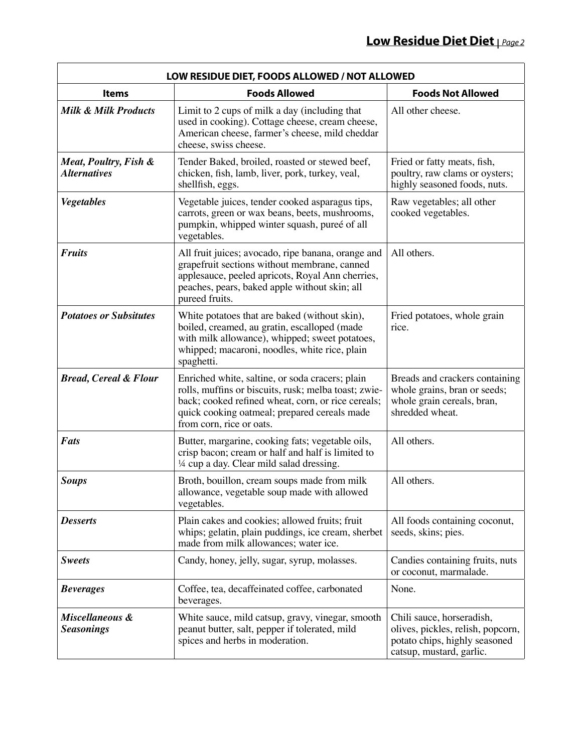| LOW RESIDUE DIET, FOODS ALLOWED / NOT ALLOWED | | |
|---|---|---|
| **Items** | **Foods Allowed** | **Foods Not Allowed** |
| ***Milk & Milk Products*** | Limit to 2 cups of milk a day (including that used in cooking). Cottage cheese, cream cheese, American cheese, farmer's cheese, mild cheddar cheese, swiss cheese. | All other cheese. |
| ***Meat, Poultry, Fish & Alternatives*** | Tender Baked, broiled, roasted or stewed beef, chicken, fish, lamb, liver, pork, turkey, veal, shellfish, eggs. | Fried or fatty meats, fish, poultry, raw clams or oysters; highly seasoned foods, nuts. |
| ***Vegetables*** | Vegetable juices, tender cooked asparagus tips, carrots, green or wax beans, beets, mushrooms, pumpkin, whipped winter squash, pureé of all vegetables. | Raw vegetables; all other cooked vegetables. |
| ***Fruits*** | All fruit juices; avocado, ripe banana, orange and grapefruit sections without membrane, canned applesauce, peeled apricots, Royal Ann cherries, peaches, pears, baked apple without skin; all pureed fruits. | All others. |
| ***Potatoes or Subsitutes*** | White potatoes that are baked (without skin), boiled, creamed, au gratin, escalloped (made with milk allowance), whipped; sweet potatoes, whipped; macaroni, noodles, white rice, plain spaghetti. | Fried potatoes, whole grain rice. |
| ***Bread, Cereal & Flour*** | Enriched white, saltine, or soda cracers; plain rolls, muffins or biscuits, rusk; melba toast; zwie-back; cooked refined wheat, corn, or rice cereals; quick cooking oatmeal; prepared cereals made from corn, rice or oats. | Breads and crackers containing whole grains, bran or seeds; whole grain cereals, bran, shredded wheat. |
| ***Fats*** | Butter, margarine, cooking fats; vegetable oils, crisp bacon; cream or half and half is limited to ¼ cup a day. Clear mild salad dressing. | All others. |
| ***Soups*** | Broth, bouillon, cream soups made from milk allowance, vegetable soup made with allowed vegetables. | All others. |
| ***Desserts*** | Plain cakes and cookies; allowed fruits; fruit whips; gelatin, plain puddings, ice cream, sherbet made from milk allowances; water ice. | All foods containing coconut, seeds, skins; pies. |
| ***Sweets*** | Candy, honey, jelly, sugar, syrup, molasses. | Candies containing fruits, nuts or coconut, marmalade. |
| ***Beverages*** | Coffee, tea, decaffeinated coffee, carbonated beverages. | None. |
| ***Miscellaneous & Seasonings*** | White sauce, mild catsup, gravy, vinegar, smooth peanut butter, salt, pepper if tolerated, mild spices and herbs in moderation. | Chili sauce, horseradish, olives, pickles, relish, popcorn, potato chips, highly seasoned catsup, mustard, garlic. |